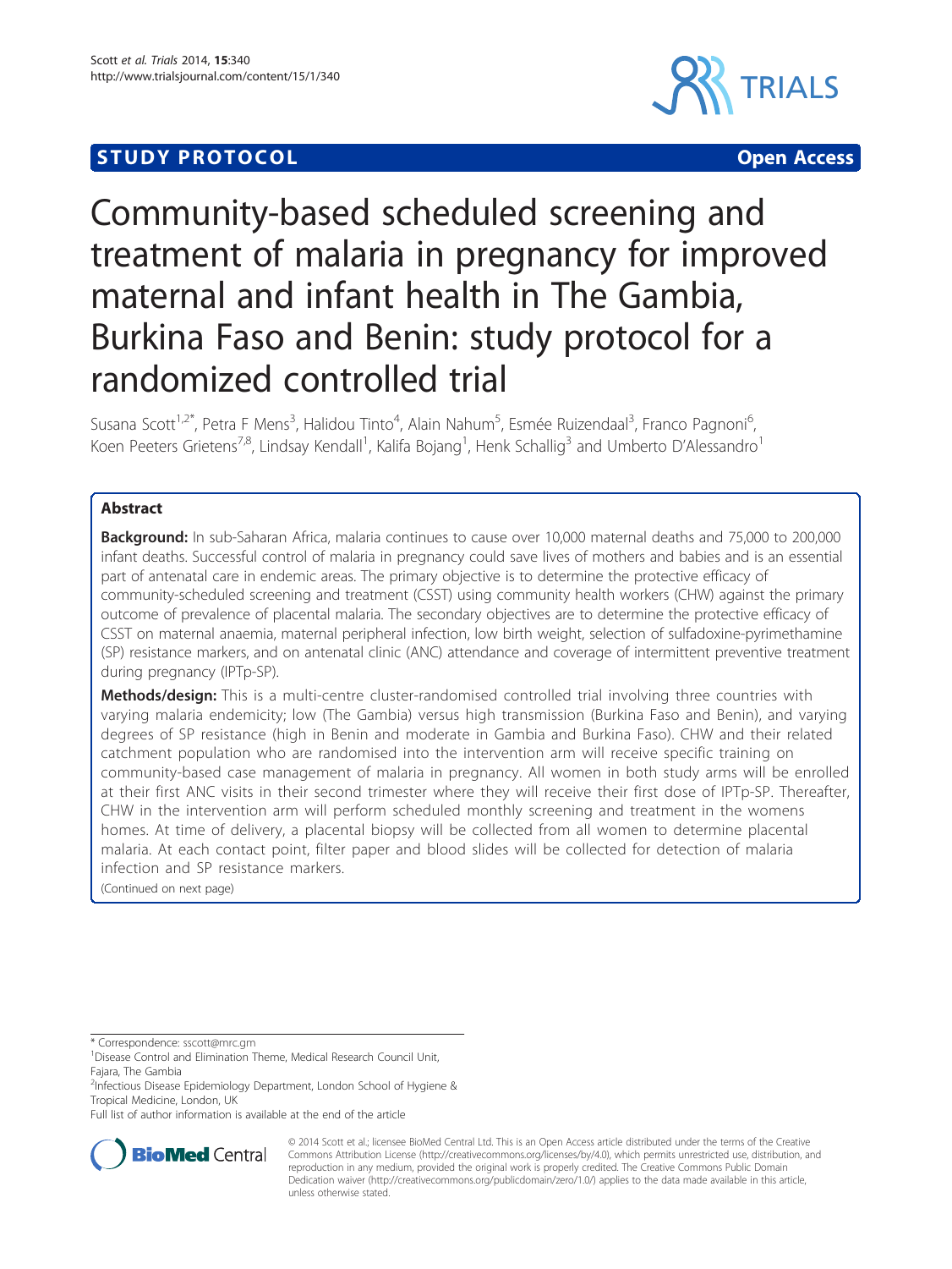**STUDY PROTOCOL** **Open Access**

# Community-based scheduled screening and treatment of malaria in pregnancy for improved maternal and infant health in The Gambia, Burkina Faso and Benin: study protocol for a randomized controlled trial

Susana Scott[1,2*], Petra F Mens[3], Halidou Tinto[4], Alain Nahum[5], Esmée Ruizendaal[3], Franco Pagnoni[6], Koen Peeters Grietens[7,8], Lindsay Kendall[1], Kalifa Bojang[1], Henk Schallig[3] and Umberto D'Alessandro[1]

## Abstract

**Background:** In sub-Saharan Africa, malaria continues to cause over 10,000 maternal deaths and 75,000 to 200,000 infant deaths. Successful control of malaria in pregnancy could save lives of mothers and babies and is an essential part of antenatal care in endemic areas. The primary objective is to determine the protective efficacy of community-scheduled screening and treatment (CSST) using community health workers (CHW) against the primary outcome of prevalence of placental malaria. The secondary objectives are to determine the protective efficacy of CSST on maternal anaemia, maternal peripheral infection, low birth weight, selection of sulfadoxine-pyrimethamine (SP) resistance markers, and on antenatal clinic (ANC) attendance and coverage of intermittent preventive treatment during pregnancy (IPTp-SP).

**Methods/design:** This is a multi-centre cluster-randomised controlled trial involving three countries with varying malaria endemicity; low (The Gambia) versus high transmission (Burkina Faso and Benin), and varying degrees of SP resistance (high in Benin and moderate in Gambia and Burkina Faso). CHW and their related catchment population who are randomised into the intervention arm will receive specific training on community-based case management of malaria in pregnancy. All women in both study arms will be enrolled at their first ANC visits in their second trimester where they will receive their first dose of IPTp-SP. Thereafter, CHW in the intervention arm will perform scheduled monthly screening and treatment in the womens homes. At time of delivery, a placental biopsy will be collected from all women to determine placental malaria. At each contact point, filter paper and blood slides will be collected for detection of malaria infection and SP resistance markers.

(Continued on next page)

\* Correspondence: sscott@mrc.gm

[1]Disease Control and Elimination Theme, Medical Research Council Unit, Fajara, The Gambia

[2]Infectious Disease Epidemiology Department, London School of Hygiene & Tropical Medicine, London, UK

Full list of author information is available at the end of the article

© 2014 Scott et al.; licensee BioMed Central Ltd. This is an Open Access article distributed under the terms of the Creative Commons Attribution License (http://creativecommons.org/licenses/by/4.0), which permits unrestricted use, distribution, and reproduction in any medium, provided the original work is properly credited. The Creative Commons Public Domain Dedication waiver (http://creativecommons.org/publicdomain/zero/1.0/) applies to the data made available in this article, unless otherwise stated.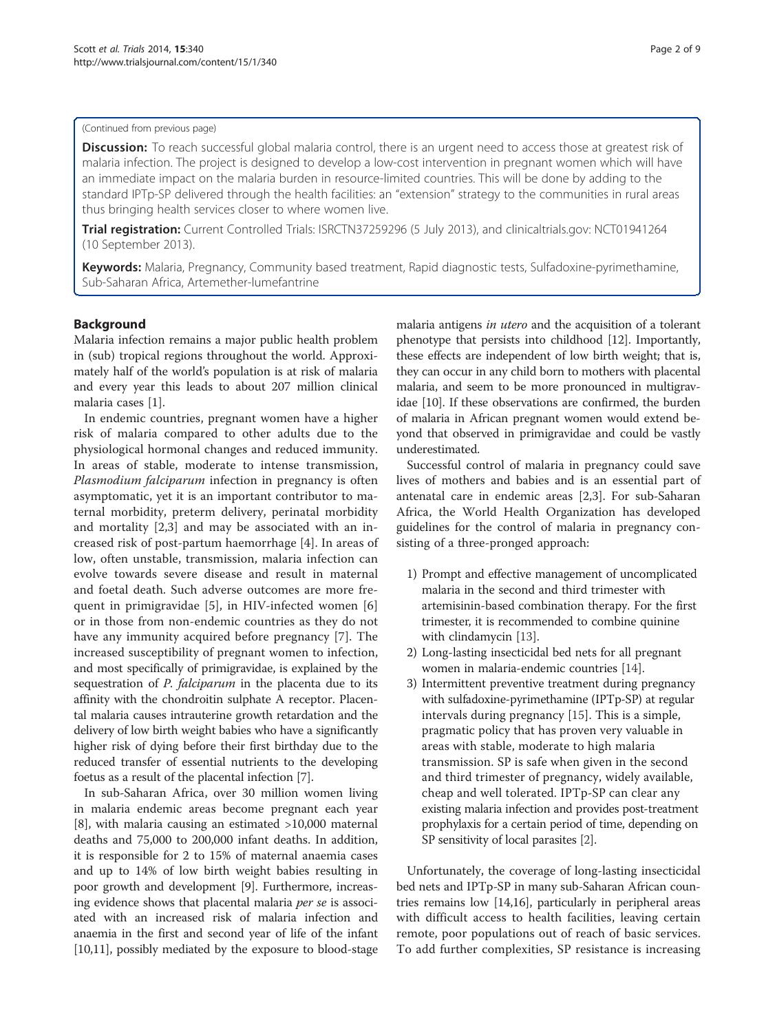(Continued from previous page)

**Discussion:** To reach successful global malaria control, there is an urgent need to access those at greatest risk of malaria infection. The project is designed to develop a low-cost intervention in pregnant women which will have an immediate impact on the malaria burden in resource-limited countries. This will be done by adding to the standard IPTp-SP delivered through the health facilities: an "extension" strategy to the communities in rural areas thus bringing health services closer to where women live.

**Trial registration:** Current Controlled Trials: ISRCTN37259296 (5 July 2013), and clinicaltrials.gov: NCT01941264 (10 September 2013).

**Keywords:** Malaria, Pregnancy, Community based treatment, Rapid diagnostic tests, Sulfadoxine-pyrimethamine, Sub-Saharan Africa, Artemether-lumefantrine

## Background

Malaria infection remains a major public health problem in (sub) tropical regions throughout the world. Approximately half of the world's population is at risk of malaria and every year this leads to about 207 million clinical malaria cases [1].

In endemic countries, pregnant women have a higher risk of malaria compared to other adults due to the physiological hormonal changes and reduced immunity. In areas of stable, moderate to intense transmission, *Plasmodium falciparum* infection in pregnancy is often asymptomatic, yet it is an important contributor to maternal morbidity, preterm delivery, perinatal morbidity and mortality [2,3] and may be associated with an increased risk of post-partum haemorrhage [4]. In areas of low, often unstable, transmission, malaria infection can evolve towards severe disease and result in maternal and foetal death. Such adverse outcomes are more frequent in primigravidae [5], in HIV-infected women [6] or in those from non-endemic countries as they do not have any immunity acquired before pregnancy [7]. The increased susceptibility of pregnant women to infection, and most specifically of primigravidae, is explained by the sequestration of *P. falciparum* in the placenta due to its affinity with the chondroitin sulphate A receptor. Placental malaria causes intrauterine growth retardation and the delivery of low birth weight babies who have a significantly higher risk of dying before their first birthday due to the reduced transfer of essential nutrients to the developing foetus as a result of the placental infection [7].

In sub-Saharan Africa, over 30 million women living in malaria endemic areas become pregnant each year [8], with malaria causing an estimated >10,000 maternal deaths and 75,000 to 200,000 infant deaths. In addition, it is responsible for 2 to 15% of maternal anaemia cases and up to 14% of low birth weight babies resulting in poor growth and development [9]. Furthermore, increasing evidence shows that placental malaria *per se* is associated with an increased risk of malaria infection and anaemia in the first and second year of life of the infant [10,11], possibly mediated by the exposure to blood-stage malaria antigens *in utero* and the acquisition of a tolerant phenotype that persists into childhood [12]. Importantly, these effects are independent of low birth weight; that is, they can occur in any child born to mothers with placental malaria, and seem to be more pronounced in multigravidae [10]. If these observations are confirmed, the burden of malaria in African pregnant women would extend beyond that observed in primigravidae and could be vastly underestimated.

Successful control of malaria in pregnancy could save lives of mothers and babies and is an essential part of antenatal care in endemic areas [2,3]. For sub-Saharan Africa, the World Health Organization has developed guidelines for the control of malaria in pregnancy consisting of a three-pronged approach:

1) Prompt and effective management of uncomplicated malaria in the second and third trimester with artemisinin-based combination therapy. For the first trimester, it is recommended to combine quinine with clindamycin [13].
2) Long-lasting insecticidal bed nets for all pregnant women in malaria-endemic countries [14].
3) Intermittent preventive treatment during pregnancy with sulfadoxine-pyrimethamine (IPTp-SP) at regular intervals during pregnancy [15]. This is a simple, pragmatic policy that has proven very valuable in areas with stable, moderate to high malaria transmission. SP is safe when given in the second and third trimester of pregnancy, widely available, cheap and well tolerated. IPTp-SP can clear any existing malaria infection and provides post-treatment prophylaxis for a certain period of time, depending on SP sensitivity of local parasites [2].

Unfortunately, the coverage of long-lasting insecticidal bed nets and IPTp-SP in many sub-Saharan African countries remains low [14,16], particularly in peripheral areas with difficult access to health facilities, leaving certain remote, poor populations out of reach of basic services. To add further complexities, SP resistance is increasing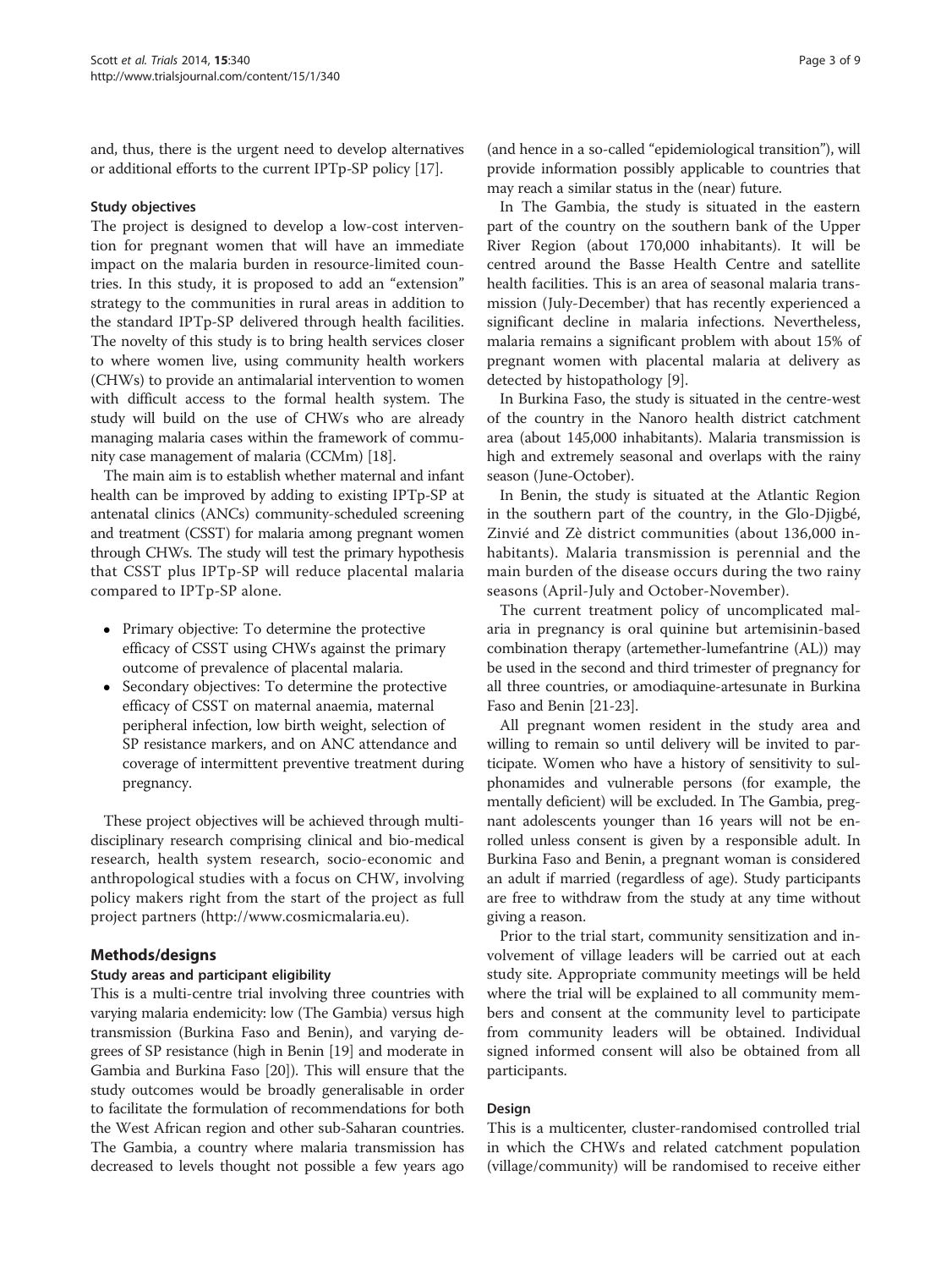and, thus, there is the urgent need to develop alternatives or additional efforts to the current IPTp-SP policy [17].

### Study objectives

The project is designed to develop a low-cost intervention for pregnant women that will have an immediate impact on the malaria burden in resource-limited countries. In this study, it is proposed to add an "extension" strategy to the communities in rural areas in addition to the standard IPTp-SP delivered through health facilities. The novelty of this study is to bring health services closer to where women live, using community health workers (CHWs) to provide an antimalarial intervention to women with difficult access to the formal health system. The study will build on the use of CHWs who are already managing malaria cases within the framework of community case management of malaria (CCMm) [18].

The main aim is to establish whether maternal and infant health can be improved by adding to existing IPTp-SP at antenatal clinics (ANCs) community-scheduled screening and treatment (CSST) for malaria among pregnant women through CHWs. The study will test the primary hypothesis that CSST plus IPTp-SP will reduce placental malaria compared to IPTp-SP alone.

- Primary objective: To determine the protective efficacy of CSST using CHWs against the primary outcome of prevalence of placental malaria.
- Secondary objectives: To determine the protective efficacy of CSST on maternal anaemia, maternal peripheral infection, low birth weight, selection of SP resistance markers, and on ANC attendance and coverage of intermittent preventive treatment during pregnancy.

These project objectives will be achieved through multidisciplinary research comprising clinical and bio-medical research, health system research, socio-economic and anthropological studies with a focus on CHW, involving policy makers right from the start of the project as full project partners (http://www.cosmicmalaria.eu).

## Methods/designs

### Study areas and participant eligibility

This is a multi-centre trial involving three countries with varying malaria endemicity: low (The Gambia) versus high transmission (Burkina Faso and Benin), and varying degrees of SP resistance (high in Benin [19] and moderate in Gambia and Burkina Faso [20]). This will ensure that the study outcomes would be broadly generalisable in order to facilitate the formulation of recommendations for both the West African region and other sub-Saharan countries. The Gambia, a country where malaria transmission has decreased to levels thought not possible a few years ago (and hence in a so-called "epidemiological transition"), will provide information possibly applicable to countries that may reach a similar status in the (near) future.

In The Gambia, the study is situated in the eastern part of the country on the southern bank of the Upper River Region (about 170,000 inhabitants). It will be centred around the Basse Health Centre and satellite health facilities. This is an area of seasonal malaria transmission (July-December) that has recently experienced a significant decline in malaria infections. Nevertheless, malaria remains a significant problem with about 15% of pregnant women with placental malaria at delivery as detected by histopathology [9].

In Burkina Faso, the study is situated in the centre-west of the country in the Nanoro health district catchment area (about 145,000 inhabitants). Malaria transmission is high and extremely seasonal and overlaps with the rainy season (June-October).

In Benin, the study is situated at the Atlantic Region in the southern part of the country, in the Glo-Djigbé, Zinvié and Zè district communities (about 136,000 inhabitants). Malaria transmission is perennial and the main burden of the disease occurs during the two rainy seasons (April-July and October-November).

The current treatment policy of uncomplicated malaria in pregnancy is oral quinine but artemisinin-based combination therapy (artemether-lumefantrine (AL)) may be used in the second and third trimester of pregnancy for all three countries, or amodiaquine-artesunate in Burkina Faso and Benin [21-23].

All pregnant women resident in the study area and willing to remain so until delivery will be invited to participate. Women who have a history of sensitivity to sulphonamides and vulnerable persons (for example, the mentally deficient) will be excluded. In The Gambia, pregnant adolescents younger than 16 years will not be enrolled unless consent is given by a responsible adult. In Burkina Faso and Benin, a pregnant woman is considered an adult if married (regardless of age). Study participants are free to withdraw from the study at any time without giving a reason.

Prior to the trial start, community sensitization and involvement of village leaders will be carried out at each study site. Appropriate community meetings will be held where the trial will be explained to all community members and consent at the community level to participate from community leaders will be obtained. Individual signed informed consent will also be obtained from all participants.

### Design

This is a multicenter, cluster-randomised controlled trial in which the CHWs and related catchment population (village/community) will be randomised to receive either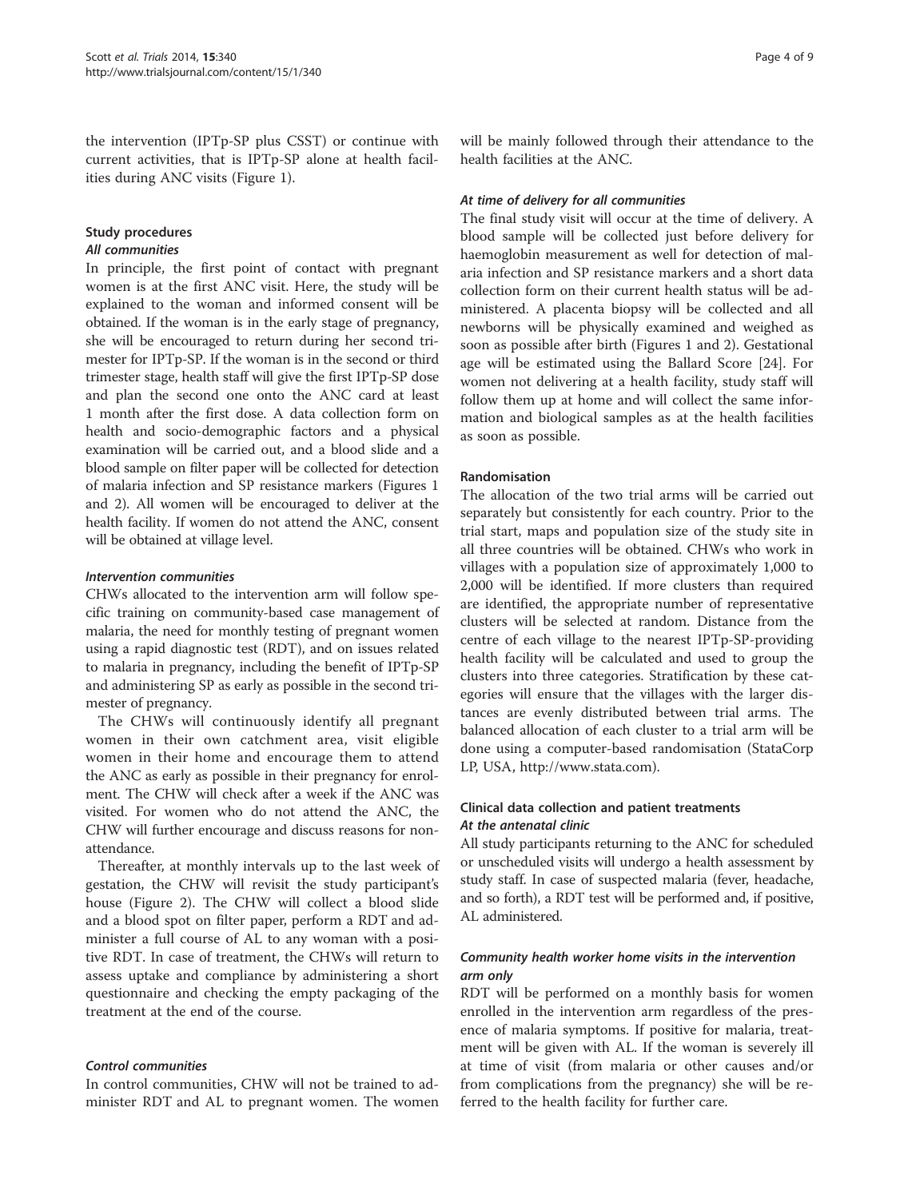the intervention (IPTp-SP plus CSST) or continue with current activities, that is IPTp-SP alone at health facilities during ANC visits (Figure 1).

### Study procedures

#### *All communities*

In principle, the first point of contact with pregnant women is at the first ANC visit. Here, the study will be explained to the woman and informed consent will be obtained. If the woman is in the early stage of pregnancy, she will be encouraged to return during her second trimester for IPTp-SP. If the woman is in the second or third trimester stage, health staff will give the first IPTp-SP dose and plan the second one onto the ANC card at least 1 month after the first dose. A data collection form on health and socio-demographic factors and a physical examination will be carried out, and a blood slide and a blood sample on filter paper will be collected for detection of malaria infection and SP resistance markers (Figures 1 and 2). All women will be encouraged to deliver at the health facility. If women do not attend the ANC, consent will be obtained at village level.

#### *Intervention communities*

CHWs allocated to the intervention arm will follow specific training on community-based case management of malaria, the need for monthly testing of pregnant women using a rapid diagnostic test (RDT), and on issues related to malaria in pregnancy, including the benefit of IPTp-SP and administering SP as early as possible in the second trimester of pregnancy.

The CHWs will continuously identify all pregnant women in their own catchment area, visit eligible women in their home and encourage them to attend the ANC as early as possible in their pregnancy for enrolment. The CHW will check after a week if the ANC was visited. For women who do not attend the ANC, the CHW will further encourage and discuss reasons for non-attendance.

Thereafter, at monthly intervals up to the last week of gestation, the CHW will revisit the study participant's house (Figure 2). The CHW will collect a blood slide and a blood spot on filter paper, perform a RDT and administer a full course of AL to any woman with a positive RDT. In case of treatment, the CHWs will return to assess uptake and compliance by administering a short questionnaire and checking the empty packaging of the treatment at the end of the course.

#### *Control communities*

In control communities, CHW will not be trained to administer RDT and AL to pregnant women. The women will be mainly followed through their attendance to the health facilities at the ANC.

#### *At time of delivery for all communities*

The final study visit will occur at the time of delivery. A blood sample will be collected just before delivery for haemoglobin measurement as well for detection of malaria infection and SP resistance markers and a short data collection form on their current health status will be administered. A placenta biopsy will be collected and all newborns will be physically examined and weighed as soon as possible after birth (Figures 1 and 2). Gestational age will be estimated using the Ballard Score [24]. For women not delivering at a health facility, study staff will follow them up at home and will collect the same information and biological samples as at the health facilities as soon as possible.

### Randomisation

The allocation of the two trial arms will be carried out separately but consistently for each country. Prior to the trial start, maps and population size of the study site in all three countries will be obtained. CHWs who work in villages with a population size of approximately 1,000 to 2,000 will be identified. If more clusters than required are identified, the appropriate number of representative clusters will be selected at random. Distance from the centre of each village to the nearest IPTp-SP-providing health facility will be calculated and used to group the clusters into three categories. Stratification by these categories will ensure that the villages with the larger distances are evenly distributed between trial arms. The balanced allocation of each cluster to a trial arm will be done using a computer-based randomisation (StataCorp LP, USA, http://www.stata.com).

### Clinical data collection and patient treatments

#### *At the antenatal clinic*

All study participants returning to the ANC for scheduled or unscheduled visits will undergo a health assessment by study staff. In case of suspected malaria (fever, headache, and so forth), a RDT test will be performed and, if positive, AL administered.

#### *Community health worker home visits in the intervention arm only*

RDT will be performed on a monthly basis for women enrolled in the intervention arm regardless of the presence of malaria symptoms. If positive for malaria, treatment will be given with AL. If the woman is severely ill at time of visit (from malaria or other causes and/or from complications from the pregnancy) she will be referred to the health facility for further care.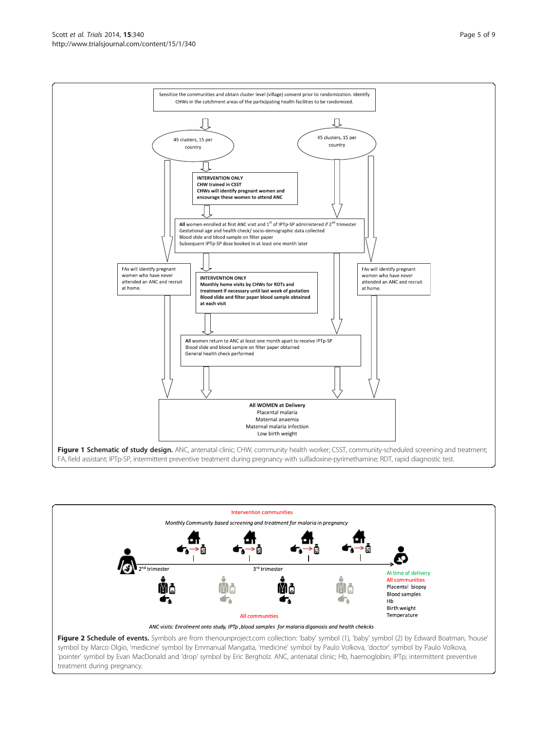Sensitize the communities and obtain cluster level (village) consent prior to randomization. Identify CHWs in the catchment areas of the participating health facilities to be randomized.

45 clusters, 15 per country

45 clusters, 15 per country

**INTERVENTION ONLY**
**CHW trained in CSST**
**CHWs will identify pregnant women and encourage these women to attend ANC**

**All** women enrolled at first ANC visit and 1st of IPTp-SP administered if 2nd trimester
Gestational age and health check/ socio-demographic data collected
Blood slide and blood sample on filter paper
Subsequent IPTp-SP dose booked in at least one month later

FAs will identify pregnant women who have never attended an ANC and recruit at home.

**INTERVENTION ONLY**
**Monthly home visits by CHWs for RDTs and treatment if necessary until last week of gestation**
**Blood slide and filter paper blood sample obtained at each visit**

FAs will identify pregnant women who have never attended an ANC and recruit at home.

All women return to ANC at least one month apart to receive IPTp-SP
Blood slide and blood sample on filter paper obtained
General health check performed

**All WOMEN at Delivery**
Placental malaria
Maternal anaemia
Maternal malaria infection
Low birth weight

**Figure 1 Schematic of study design.** ANC, antenatal clinic; CHW, community health worker; CSST, community-scheduled screening and treatment; FA, field assistant; IPTp-SP, intermittent preventive treatment during pregnancy with sulfadoxine-pyrimethamine; RDT, rapid diagnostic test.

Intervention communities

*Monthly Community based screening and treatment for malaria in pregnancy*

2nd trimester

3rd trimester

At time of delivery
All communities
Placental biopsy
Blood samples
Hb
Birth weight
Temperature

All communities

*ANC visits: Enrolment onto study, IPTp ,blood samples for malaria diganosis and health chekcs*

**Figure 2 Schedule of events.** Symbols are from thenounproject.com collection: 'baby' symbol (1), 'baby' symbol (2) by Edward Boatman, 'house' symbol by Marco Olgio, 'medicine' symbol by Emmanual Mangatia, 'medicine' symbol by Paulo Volkova, 'doctor' symbol by Paulo Volkova, 'pointer' symbol by Evan MacDonald and 'drop' symbol by Eric Bergholz. ANC, antenatal clinic; Hb, haemoglobin; IPTp; intermittent preventive treatment during pregnancy.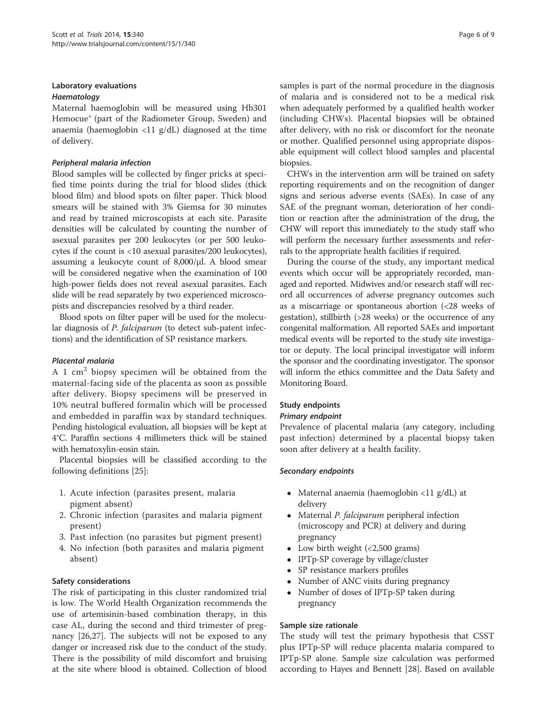### Laboratory evaluations

#### *Haematology*

Maternal haemoglobin will be measured using Hb301 Hemocue® (part of the Radiometer Group, Sweden) and anaemia (haemoglobin <11 g/dL) diagnosed at the time of delivery.

#### *Peripheral malaria infection*

Blood samples will be collected by finger pricks at specified time points during the trial for blood slides (thick blood film) and blood spots on filter paper. Thick blood smears will be stained with 3% Giemsa for 30 minutes and read by trained microscopists at each site. Parasite densities will be calculated by counting the number of asexual parasites per 200 leukocytes (or per 500 leukocytes if the count is <10 asexual parasites/200 leukocytes), assuming a leukocyte count of 8,000/μl. A blood smear will be considered negative when the examination of 100 high-power fields does not reveal asexual parasites. Each slide will be read separately by two experienced microscopists and discrepancies resolved by a third reader.

Blood spots on filter paper will be used for the molecular diagnosis of *P. falciparum* (to detect sub-patent infections) and the identification of SP resistance markers.

#### *Placental malaria*

A 1 $cm^2$ biopsy specimen will be obtained from the maternal-facing side of the placenta as soon as possible after delivery. Biopsy specimens will be preserved in 10% neutral buffered formalin which will be processed and embedded in paraffin wax by standard techniques. Pending histological evaluation, all biopsies will be kept at 4°C. Paraffin sections 4 millimeters thick will be stained with hematoxylin-eosin stain.

Placental biopsies will be classified according to the following definitions [25]:

1. Acute infection (parasites present, malaria pigment absent)
2. Chronic infection (parasites and malaria pigment present)
3. Past infection (no parasites but pigment present)
4. No infection (both parasites and malaria pigment absent)

### Safety considerations

The risk of participating in this cluster randomized trial is low. The World Health Organization recommends the use of artemisinin-based combination therapy, in this case AL, during the second and third trimester of pregnancy [26,27]. The subjects will not be exposed to any danger or increased risk due to the conduct of the study. There is the possibility of mild discomfort and bruising at the site where blood is obtained. Collection of blood samples is part of the normal procedure in the diagnosis of malaria and is considered not to be a medical risk when adequately performed by a qualified health worker (including CHWs). Placental biopsies will be obtained after delivery, with no risk or discomfort for the neonate or mother. Qualified personnel using appropriate disposable equipment will collect blood samples and placental biopsies.

CHWs in the intervention arm will be trained on safety reporting requirements and on the recognition of danger signs and serious adverse events (SAEs). In case of any SAE of the pregnant woman, deterioration of her condition or reaction after the administration of the drug, the CHW will report this immediately to the study staff who will perform the necessary further assessments and referrals to the appropriate health facilities if required.

During the course of the study, any important medical events which occur will be appropriately recorded, managed and reported. Midwives and/or research staff will record all occurrences of adverse pregnancy outcomes such as a miscarriage or spontaneous abortion (<28 weeks of gestation), stillbirth (>28 weeks) or the occurrence of any congenital malformation. All reported SAEs and important medical events will be reported to the study site investigator or deputy. The local principal investigator will inform the sponsor and the coordinating investigator. The sponsor will inform the ethics committee and the Data Safety and Monitoring Board.

### Study endpoints

#### *Primary endpoint*

Prevalence of placental malaria (any category, including past infection) determined by a placental biopsy taken soon after delivery at a health facility.

#### *Secondary endpoints*

- Maternal anaemia (haemoglobin <11 g/dL) at delivery
- Maternal *P. falciparum* peripheral infection (microscopy and PCR) at delivery and during pregnancy
- Low birth weight (<2,500 grams)
- IPTp-SP coverage by village/cluster
- SP resistance markers profiles
- Number of ANC visits during pregnancy
- Number of doses of IPTp-SP taken during pregnancy

### Sample size rationale

The study will test the primary hypothesis that CSST plus IPTp-SP will reduce placenta malaria compared to IPTp-SP alone. Sample size calculation was performed according to Hayes and Bennett [28]. Based on available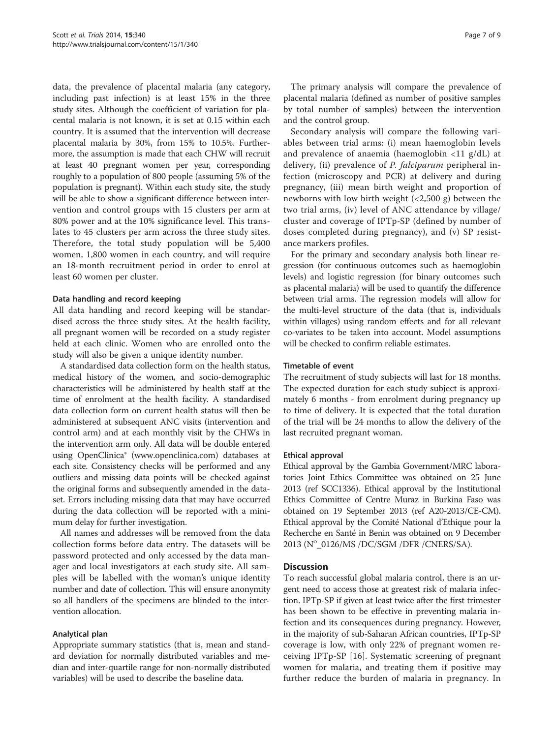data, the prevalence of placental malaria (any category, including past infection) is at least 15% in the three study sites. Although the coefficient of variation for placental malaria is not known, it is set at 0.15 within each country. It is assumed that the intervention will decrease placental malaria by 30%, from 15% to 10.5%. Furthermore, the assumption is made that each CHW will recruit at least 40 pregnant women per year, corresponding roughly to a population of 800 people (assuming 5% of the population is pregnant). Within each study site, the study will be able to show a significant difference between intervention and control groups with 15 clusters per arm at 80% power and at the 10% significance level. This translates to 45 clusters per arm across the three study sites. Therefore, the total study population will be 5,400 women, 1,800 women in each country, and will require an 18-month recruitment period in order to enrol at least 60 women per cluster.

#### Data handling and record keeping

All data handling and record keeping will be standardised across the three study sites. At the health facility, all pregnant women will be recorded on a study register held at each clinic. Women who are enrolled onto the study will also be given a unique identity number.

A standardised data collection form on the health status, medical history of the women, and socio-demographic characteristics will be administered by health staff at the time of enrolment at the health facility. A standardised data collection form on current health status will then be administered at subsequent ANC visits (intervention and control arm) and at each monthly visit by the CHWs in the intervention arm only. All data will be double entered using OpenClinica® (www.openclinica.com) databases at each site. Consistency checks will be performed and any outliers and missing data points will be checked against the original forms and subsequently amended in the dataset. Errors including missing data that may have occurred during the data collection will be reported with a minimum delay for further investigation.

All names and addresses will be removed from the data collection forms before data entry. The datasets will be password protected and only accessed by the data manager and local investigators at each study site. All samples will be labelled with the woman's unique identity number and date of collection. This will ensure anonymity so all handlers of the specimens are blinded to the intervention allocation.

#### Analytical plan

Appropriate summary statistics (that is, mean and standard deviation for normally distributed variables and median and inter-quartile range for non-normally distributed variables) will be used to describe the baseline data.

The primary analysis will compare the prevalence of placental malaria (defined as number of positive samples by total number of samples) between the intervention and the control group.

Secondary analysis will compare the following variables between trial arms: (i) mean haemoglobin levels and prevalence of anaemia (haemoglobin <11 g/dL) at delivery, (ii) prevalence of *P. falciparum* peripheral infection (microscopy and PCR) at delivery and during pregnancy, (iii) mean birth weight and proportion of newborns with low birth weight (<2,500 g) between the two trial arms, (iv) level of ANC attendance by village/cluster and coverage of IPTp-SP (defined by number of doses completed during pregnancy), and (v) SP resistance markers profiles.

For the primary and secondary analysis both linear regression (for continuous outcomes such as haemoglobin levels) and logistic regression (for binary outcomes such as placental malaria) will be used to quantify the difference between trial arms. The regression models will allow for the multi-level structure of the data (that is, individuals within villages) using random effects and for all relevant co-variates to be taken into account. Model assumptions will be checked to confirm reliable estimates.

#### Timetable of event

The recruitment of study subjects will last for 18 months. The expected duration for each study subject is approximately 6 months - from enrolment during pregnancy up to time of delivery. It is expected that the total duration of the trial will be 24 months to allow the delivery of the last recruited pregnant woman.

#### Ethical approval

Ethical approval by the Gambia Government/MRC laboratories Joint Ethics Committee was obtained on 25 June 2013 (ref SCC1336). Ethical approval by the Institutional Ethics Committee of Centre Muraz in Burkina Faso was obtained on 19 September 2013 (ref A20-2013/CE-CM). Ethical approval by the Comité National d'Ethique pour la Recherche en Santé in Benin was obtained on 9 December 2013 (N°_0126/MS /DC/SGM /DFR /CNERS/SA).

## Discussion

To reach successful global malaria control, there is an urgent need to access those at greatest risk of malaria infection. IPTp-SP if given at least twice after the first trimester has been shown to be effective in preventing malaria infection and its consequences during pregnancy. However, in the majority of sub-Saharan African countries, IPTp-SP coverage is low, with only 22% of pregnant women receiving IPTp-SP [16]. Systematic screening of pregnant women for malaria, and treating them if positive may further reduce the burden of malaria in pregnancy. In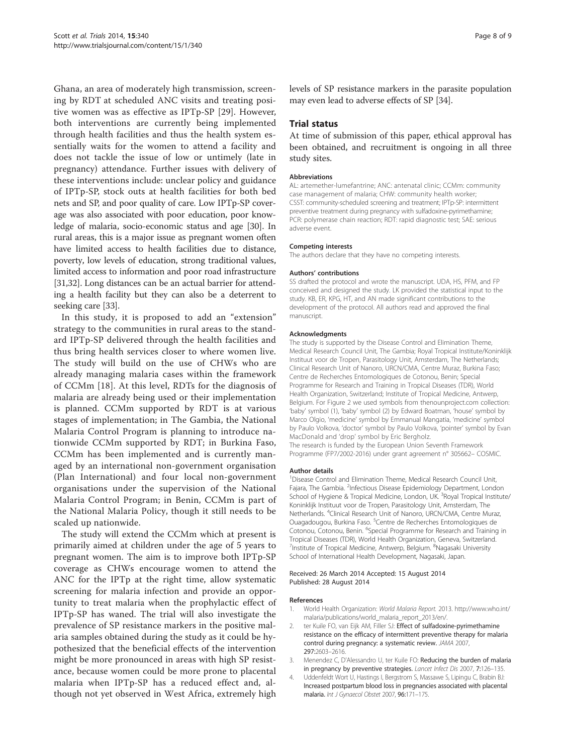Ghana, an area of moderately high transmission, screening by RDT at scheduled ANC visits and treating positive women was as effective as IPTp-SP [29]. However, both interventions are currently being implemented through health facilities and thus the health system essentially waits for the women to attend a facility and does not tackle the issue of low or untimely (late in pregnancy) attendance. Further issues with delivery of these interventions include: unclear policy and guidance of IPTp-SP, stock outs at health facilities for both bed nets and SP, and poor quality of care. Low IPTp-SP coverage was also associated with poor education, poor knowledge of malaria, socio-economic status and age [30]. In rural areas, this is a major issue as pregnant women often have limited access to health facilities due to distance, poverty, low levels of education, strong traditional values, limited access to information and poor road infrastructure [31,32]. Long distances can be an actual barrier for attending a health facility but they can also be a deterrent to seeking care [33].

In this study, it is proposed to add an "extension" strategy to the communities in rural areas to the standard IPTp-SP delivered through the health facilities and thus bring health services closer to where women live. The study will build on the use of CHWs who are already managing malaria cases within the framework of CCMm [18]. At this level, RDTs for the diagnosis of malaria are already being used or their implementation is planned. CCMm supported by RDT is at various stages of implementation; in The Gambia, the National Malaria Control Program is planning to introduce nationwide CCMm supported by RDT; in Burkina Faso, CCMm has been implemented and is currently managed by an international non-government organisation (Plan International) and four local non-government organisations under the supervision of the National Malaria Control Program; in Benin, CCMm is part of the National Malaria Policy, though it still needs to be scaled up nationwide.

The study will extend the CCMm which at present is primarily aimed at children under the age of 5 years to pregnant women. The aim is to improve both IPTp-SP coverage as CHWs encourage women to attend the ANC for the IPTp at the right time, allow systematic screening for malaria infection and provide an opportunity to treat malaria when the prophylactic effect of IPTp-SP has waned. The trial will also investigate the prevalence of SP resistance markers in the positive malaria samples obtained during the study as it could be hypothesized that the beneficial effects of the intervention might be more pronounced in areas with high SP resistance, because women could be more prone to placental malaria when IPTp-SP has a reduced effect and, although not yet observed in West Africa, extremely high levels of SP resistance markers in the parasite population may even lead to adverse effects of SP [34].

## Trial status

At time of submission of this paper, ethical approval has been obtained, and recruitment is ongoing in all three study sites.

#### Abbreviations

AL: artemether-lumefantrine; ANC: antenatal clinic; CCMm: community case management of malaria; CHW: community health worker; CSST: community-scheduled screening and treatment; IPTp-SP: intermittent preventive treatment during pregnancy with sulfadoxine-pyrimethamine; PCR: polymerase chain reaction; RDT: rapid diagnostic test; SAE: serious adverse event.

#### Competing interests

The authors declare that they have no competing interests.

#### Authors' contributions

SS drafted the protocol and wrote the manuscript. UDA, HS, PFM, and FP conceived and designed the study. LK provided the statistical input to the study. KB, ER, KPG, HT, and AN made significant contributions to the development of the protocol. All authors read and approved the final manuscript.

#### Acknowledgments

The study is supported by the Disease Control and Elimination Theme, Medical Research Council Unit, The Gambia; Royal Tropical Institute/Koninklijk Instituut voor de Tropen, Parasitology Unit, Amsterdam, The Netherlands; Clinical Research Unit of Nanoro, URCN/CMA, Centre Muraz, Burkina Faso; Centre de Recherches Entomologiques de Cotonou, Benin; Special Programme for Research and Training in Tropical Diseases (TDR), World Health Organization, Switzerland; Institute of Tropical Medicine, Antwerp, Belgium. For Figure 2 we used symbols from thenounproject.com collection: 'baby' symbol (1), 'baby' symbol (2) by Edward Boatman, 'house' symbol by Marco Olgio, 'medicine' symbol by Emmanual Mangatia, 'medicine' symbol by Paulo Volkova, 'doctor' symbol by Paulo Volkova, 'pointer' symbol by Evan MacDonald and 'drop' symbol by Eric Bergholz.
The research is funded by the European Union Seventh Framework Programme (FP7/2002-2016) under grant agreement n° 305662– COSMIC.

#### Author details

[1]Disease Control and Elimination Theme, Medical Research Council Unit, Fajara, The Gambia. [2]Infectious Disease Epidemiology Department, London School of Hygiene & Tropical Medicine, London, UK. [3]Royal Tropical Institute/Koninklijk Instituut voor de Tropen, Parasitology Unit, Amsterdam, The Netherlands. [4]Clinical Research Unit of Nanoro, URCN/CMA, Centre Muraz, Ouagadougou, Burkina Faso. [5]Centre de Recherches Entomologiques de Cotonou, Cotonou, Benin. [6]Special Programme for Research and Training in Tropical Diseases (TDR), World Health Organization, Geneva, Switzerland. [7]Institute of Tropical Medicine, Antwerp, Belgium. [8]Nagasaki University School of International Health Development, Nagasaki, Japan.

Received: 26 March 2014 Accepted: 15 August 2014
Published: 28 August 2014

#### References

1. World Health Organization: *World Malaria Report*. 2013. http://www.who.int/malaria/publications/world_malaria_report_2013/en/.
2. ter Kuile FO, van Eijk AM, Filler SJ: **Effect of sulfadoxine-pyrimethamine resistance on the efficacy of intermittent preventive therapy for malaria control during pregnancy: a systematic review.** *JAMA* 2007, **297**:2603–2616.
3. Menendez C, D'Alessandro U, ter Kuile FO: **Reducing the burden of malaria in pregnancy by preventive strategies.** *Lancet Infect Dis* 2007, **7**:126–135.
4. Uddenfeldt Wort U, Hastings I, Bergstrom S, Massawe S, Lipingu C, Brabin BJ: **Increased postpartum blood loss in pregnancies associated with placental malaria.** *Int J Gynaecol Obstet* 2007, **96**:171–175.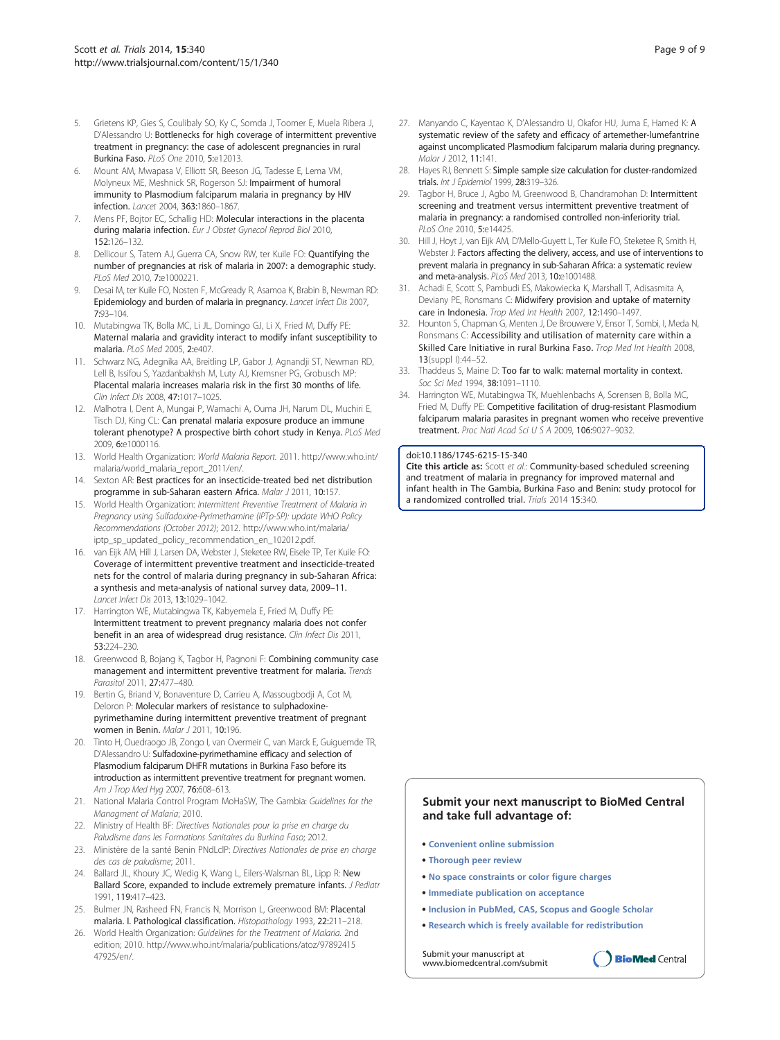5. Grietens KP, Gies S, Coulibaly SO, Ky C, Somda J, Toomer E, Muela Ribera J, D'Alessandro U: Bottlenecks for high coverage of intermittent preventive treatment in pregnancy: the case of adolescent pregnancies in rural Burkina Faso. *PLoS One* 2010, **5:**e12013.
6. Mount AM, Mwapasa V, Elliott SR, Beeson JG, Tadesse E, Lema VM, Molyneux ME, Meshnick SR, Rogerson SJ: Impairment of humoral immunity to Plasmodium falciparum malaria in pregnancy by HIV infection. *Lancet* 2004, **363:**1860–1867.
7. Mens PF, Bojtor EC, Schallig HD: Molecular interactions in the placenta during malaria infection. *Eur J Obstet Gynecol Reprod Biol* 2010, **152:**126–132.
8. Dellicour S, Tatem AJ, Guerra CA, Snow RW, ter Kuile FO: Quantifying the number of pregnancies at risk of malaria in 2007: a demographic study. *PLoS Med* 2010, **7:**e1000221.
9. Desai M, ter Kuile FO, Nosten F, McGready R, Asamoa K, Brabin B, Newman RD: Epidemiology and burden of malaria in pregnancy. *Lancet Infect Dis* 2007, **7:**93–104.
10. Mutabingwa TK, Bolla MC, Li JL, Domingo GJ, Li X, Fried M, Duffy PE: Maternal malaria and gravidity interact to modify infant susceptibility to malaria. *PLoS Med* 2005, **2:**e407.
11. Schwarz NG, Adegnika AA, Breitling LP, Gabor J, Agnandji ST, Newman RD, Lell B, Issifou S, Yazdanbakhsh M, Luty AJ, Kremsner PG, Grobusch MP: Placental malaria increases malaria risk in the first 30 months of life. *Clin Infect Dis* 2008, **47:**1017–1025.
12. Malhotra I, Dent A, Mungai P, Wamachi A, Ouma JH, Narum DL, Muchiri E, Tisch DJ, King CL: Can prenatal malaria exposure produce an immune tolerant phenotype? A prospective birth cohort study in Kenya. *PLoS Med* 2009, **6:**e1000116.
13. World Health Organization: *World Malaria Report.* 2011. http://www.who.int/malaria/world_malaria_report_2011/en/.
14. Sexton AR: Best practices for an insecticide-treated bed net distribution programme in sub-Saharan eastern Africa. *Malar J* 2011, **10:**157.
15. World Health Organization: *Intermittent Preventive Treatment of Malaria in Pregnancy using Sulfadoxine-Pyrimethamine (IPTp-SP): update WHO Policy Recommendations (October 2012)*; 2012. http://www.who.int/malaria/iptp_sp_updated_policy_recommendation_en_102012.pdf.
16. van Eijk AM, Hill J, Larsen DA, Webster J, Steketee RW, Eisele TP, Ter Kuile FO: Coverage of intermittent preventive treatment and insecticide-treated nets for the control of malaria during pregnancy in sub-Saharan Africa: a synthesis and meta-analysis of national survey data, 2009–11. *Lancet Infect Dis* 2013, **13:**1029–1042.
17. Harrington WE, Mutabingwa TK, Kabyemela E, Fried M, Duffy PE: Intermittent treatment to prevent pregnancy malaria does not confer benefit in an area of widespread drug resistance. *Clin Infect Dis* 2011, **53:**224–230.
18. Greenwood B, Bojang K, Tagbor H, Pagnoni F: Combining community case management and intermittent preventive treatment for malaria. *Trends Parasitol* 2011, **27:**477–480.
19. Bertin G, Briand V, Bonaventure D, Carrieu A, Massougbodji A, Cot M, Deloron P: Molecular markers of resistance to sulphadoxine-pyrimethamine during intermittent preventive treatment of pregnant women in Benin. *Malar J* 2011, **10:**196.
20. Tinto H, Ouedraogo JB, Zongo I, van Overmeir C, van Marck E, Guiguemde TR, D'Alessandro U: Sulfadoxine-pyrimethamine efficacy and selection of Plasmodium falciparum DHFR mutations in Burkina Faso before its introduction as intermittent preventive treatment for pregnant women. *Am J Trop Med Hyg* 2007, **76:**608–613.
21. National Malaria Control Program MoHaSW, The Gambia: *Guidelines for the Managment of Malaria*; 2010.
22. Ministry of Health BF: *Directives Nationales pour la prise en charge du Paludisme dans les Formations Sanitaires du Burkina Faso*; 2012.
23. Ministère de la santé Benin PNdLclP: *Directives Nationales de prise en charge des cas de paludisme*; 2011.
24. Ballard JL, Khoury JC, Wedig K, Wang L, Eilers-Walsman BL, Lipp R: New Ballard Score, expanded to include extremely premature infants. *J Pediatr* 1991, **119:**417–423.
25. Bulmer JN, Rasheed FN, Francis N, Morrison L, Greenwood BM: Placental malaria. I. Pathological classification. *Histopathology* 1993, **22:**211–218.
26. World Health Organization: *Guidelines for the Treatment of Malaria.* 2nd edition; 2010. http://www.who.int/malaria/publications/atoz/9789241547925/en/.
27. Manyando C, Kayentao K, D'Alessandro U, Okafor HU, Juma E, Hamed K: A systematic review of the safety and efficacy of artemether-lumefantrine against uncomplicated Plasmodium falciparum malaria during pregnancy. *Malar J* 2012, **11:**141.
28. Hayes RJ, Bennett S: Simple sample size calculation for cluster-randomized trials. *Int J Epidemiol* 1999, **28:**319–326.
29. Tagbor H, Bruce J, Agbo M, Greenwood B, Chandramohan D: Intermittent screening and treatment versus intermittent preventive treatment of malaria in pregnancy: a randomised controlled non-inferiority trial. *PLoS One* 2010, **5:**e14425.
30. Hill J, Hoyt J, van Eijk AM, D'Mello-Guyett L, Ter Kuile FO, Steketee R, Smith H, Webster J: Factors affecting the delivery, access, and use of interventions to prevent malaria in pregnancy in sub-Saharan Africa: a systematic review and meta-analysis. *PLoS Med* 2013, **10:**e1001488.
31. Achadi E, Scott S, Pambudi ES, Makowiecka K, Marshall T, Adisasmita A, Deviany PE, Ronsmans C: Midwifery provision and uptake of maternity care in Indonesia. *Trop Med Int Health* 2007, **12:**1490–1497.
32. Hounton S, Chapman G, Menten J, De Brouwere V, Ensor T, Sombi, I, Meda N, Ronsmans C: Accessibility and utilisation of maternity care within a Skilled Care Initiative in rural Burkina Faso. *Trop Med Int Health* 2008, **13**(suppl I):44–52.
33. Thaddeus S, Maine D: Too far to walk: maternal mortality in context. *Soc Sci Med* 1994, **38:**1091–1110.
34. Harrington WE, Mutabingwa TK, Muehlenbachs A, Sorensen B, Bolla MC, Fried M, Duffy PE: Competitive facilitation of drug-resistant Plasmodium falciparum malaria parasites in pregnant women who receive preventive treatment. *Proc Natl Acad Sci U S A* 2009, **106:**9027–9032.

doi:10.1186/1745-6215-15-340
**Cite this article as:** Scott *et al.*: Community-based scheduled screening and treatment of malaria in pregnancy for improved maternal and infant health in The Gambia, Burkina Faso and Benin: study protocol for a randomized controlled trial. *Trials* 2014 **15**:340.

**Submit your next manuscript to BioMed Central and take full advantage of:**

- Convenient online submission
- Thorough peer review
- No space constraints or color figure charges
- Immediate publication on acceptance
- Inclusion in PubMed, CAS, Scopus and Google Scholar
- Research which is freely available for redistribution

Submit your manuscript at www.biomedcentral.com/submit

BioMed Central